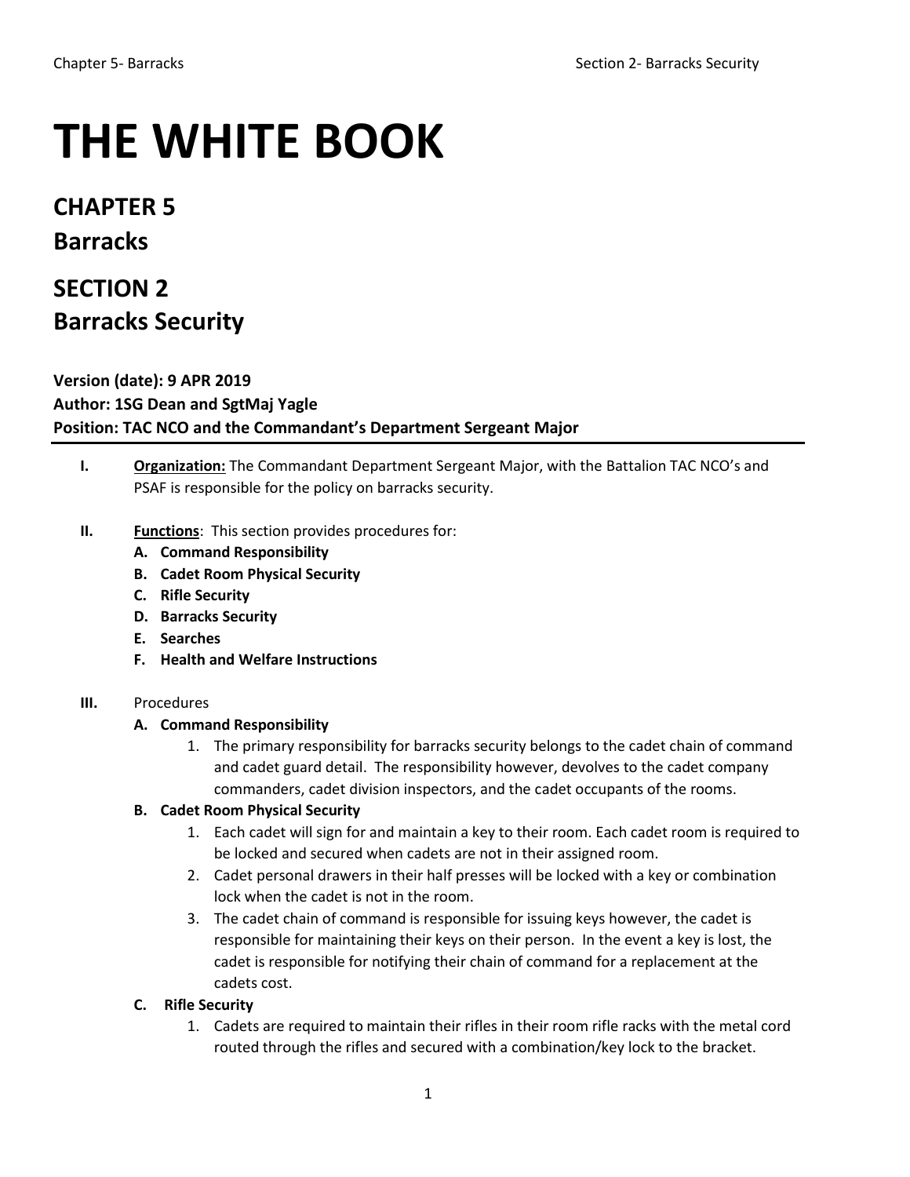# THE WHITE BOOK

## CHAPTER 5

## Barracks

## SECTION 2

## Barracks Security

**Version (date): 9 APR 2019**
**Author: 1SG Dean and SgtMaj Yagle**
**Position: TAC NCO and the Commandant's Department Sergeant Major**

---

**I.** **Organization:** The Commandant Department Sergeant Major, with the Battalion TAC NCO's and PSAF is responsible for the policy on barracks security.

**II.** **Functions**: This section provides procedures for:

- **A. Command Responsibility**
- **B. Cadet Room Physical Security**
- **C. Rifle Security**
- **D. Barracks Security**
- **E. Searches**
- **F. Health and Welfare Instructions**

**III.** Procedures

**A. Command Responsibility**

1. The primary responsibility for barracks security belongs to the cadet chain of command and cadet guard detail. The responsibility however, devolves to the cadet company commanders, cadet division inspectors, and the cadet occupants of the rooms.

**B. Cadet Room Physical Security**

1. Each cadet will sign for and maintain a key to their room. Each cadet room is required to be locked and secured when cadets are not in their assigned room.
2. Cadet personal drawers in their half presses will be locked with a key or combination lock when the cadet is not in the room.
3. The cadet chain of command is responsible for issuing keys however, the cadet is responsible for maintaining their keys on their person. In the event a key is lost, the cadet is responsible for notifying their chain of command for a replacement at the cadets cost.

**C. Rifle Security**

1. Cadets are required to maintain their rifles in their room rifle racks with the metal cord routed through the rifles and secured with a combination/key lock to the bracket.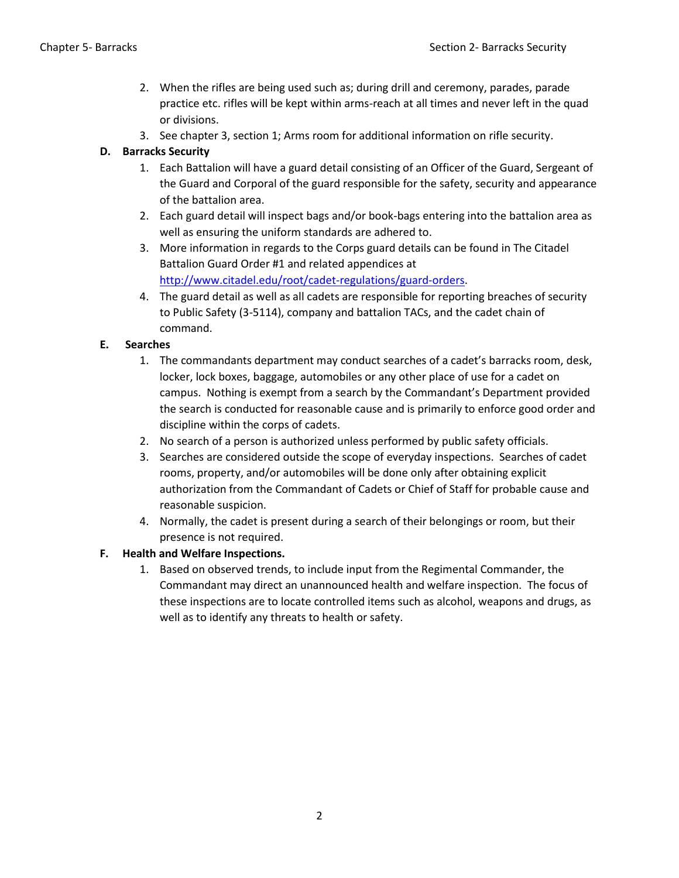2. When the rifles are being used such as; during drill and ceremony, parades, parade practice etc. rifles will be kept within arms-reach at all times and never left in the quad or divisions.
3. See chapter 3, section 1; Arms room for additional information on rifle security.

**D. Barracks Security**

1. Each Battalion will have a guard detail consisting of an Officer of the Guard, Sergeant of the Guard and Corporal of the guard responsible for the safety, security and appearance of the battalion area.
2. Each guard detail will inspect bags and/or book-bags entering into the battalion area as well as ensuring the uniform standards are adhered to.
3. More information in regards to the Corps guard details can be found in The Citadel Battalion Guard Order #1 and related appendices at [http://www.citadel.edu/root/cadet-regulations/guard-orders](http://www.citadel.edu/root/cadet-regulations/guard-orders).
4. The guard detail as well as all cadets are responsible for reporting breaches of security to Public Safety (3-5114), company and battalion TACs, and the cadet chain of command.

**E. Searches**

1. The commandants department may conduct searches of a cadet's barracks room, desk, locker, lock boxes, baggage, automobiles or any other place of use for a cadet on campus. Nothing is exempt from a search by the Commandant's Department provided the search is conducted for reasonable cause and is primarily to enforce good order and discipline within the corps of cadets.
2. No search of a person is authorized unless performed by public safety officials.
3. Searches are considered outside the scope of everyday inspections. Searches of cadet rooms, property, and/or automobiles will be done only after obtaining explicit authorization from the Commandant of Cadets or Chief of Staff for probable cause and reasonable suspicion.
4. Normally, the cadet is present during a search of their belongings or room, but their presence is not required.

**F. Health and Welfare Inspections.**

1. Based on observed trends, to include input from the Regimental Commander, the Commandant may direct an unannounced health and welfare inspection. The focus of these inspections are to locate controlled items such as alcohol, weapons and drugs, as well as to identify any threats to health or safety.